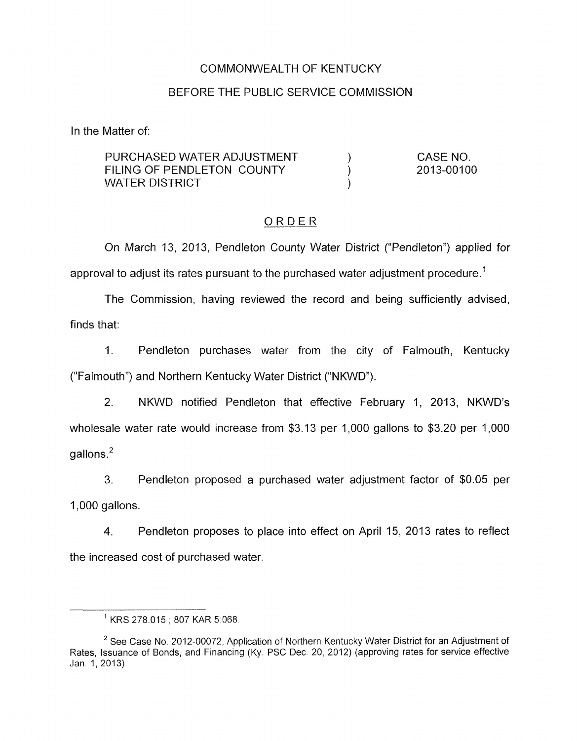COMMONWEALTH OF KENTUCKY

BEFORE THE PUBLIC SERVICE COMMISSION

In the Matter of:

| | | |
|---|---|---|
| PURCHASED WATER ADJUSTMENT FILING OF PENDLETON COUNTY WATER DISTRICT | ) ) ) | CASE NO. 2013-00100 |

## ORDER

On March 13, 2013, Pendleton County Water District ("Pendleton") applied for approval to adjust its rates pursuant to the purchased water adjustment procedure.[1]

The Commission, having reviewed the record and being sufficiently advised, finds that:

1. Pendleton purchases water from the city of Falmouth, Kentucky ("Falmouth") and Northern Kentucky Water District ("NKWD").

2. NKWD notified Pendleton that effective February 1, 2013, NKWD's wholesale water rate would increase from $3.13 per 1,000 gallons to $3.20 per 1,000 gallons.[2]

3. Pendleton proposed a purchased water adjustment factor of $0.05 per 1,000 gallons.

4. Pendleton proposes to place into effect on April 15, 2013 rates to reflect the increased cost of purchased water.

---

[1] KRS 278.015 ; 807 KAR 5:068.

[2] See Case No. 2012-00072, Application of Northern Kentucky Water District for an Adjustment of Rates, Issuance of Bonds, and Financing (Ky. PSC Dec. 20, 2012) (approving rates for service effective Jan. 1, 2013).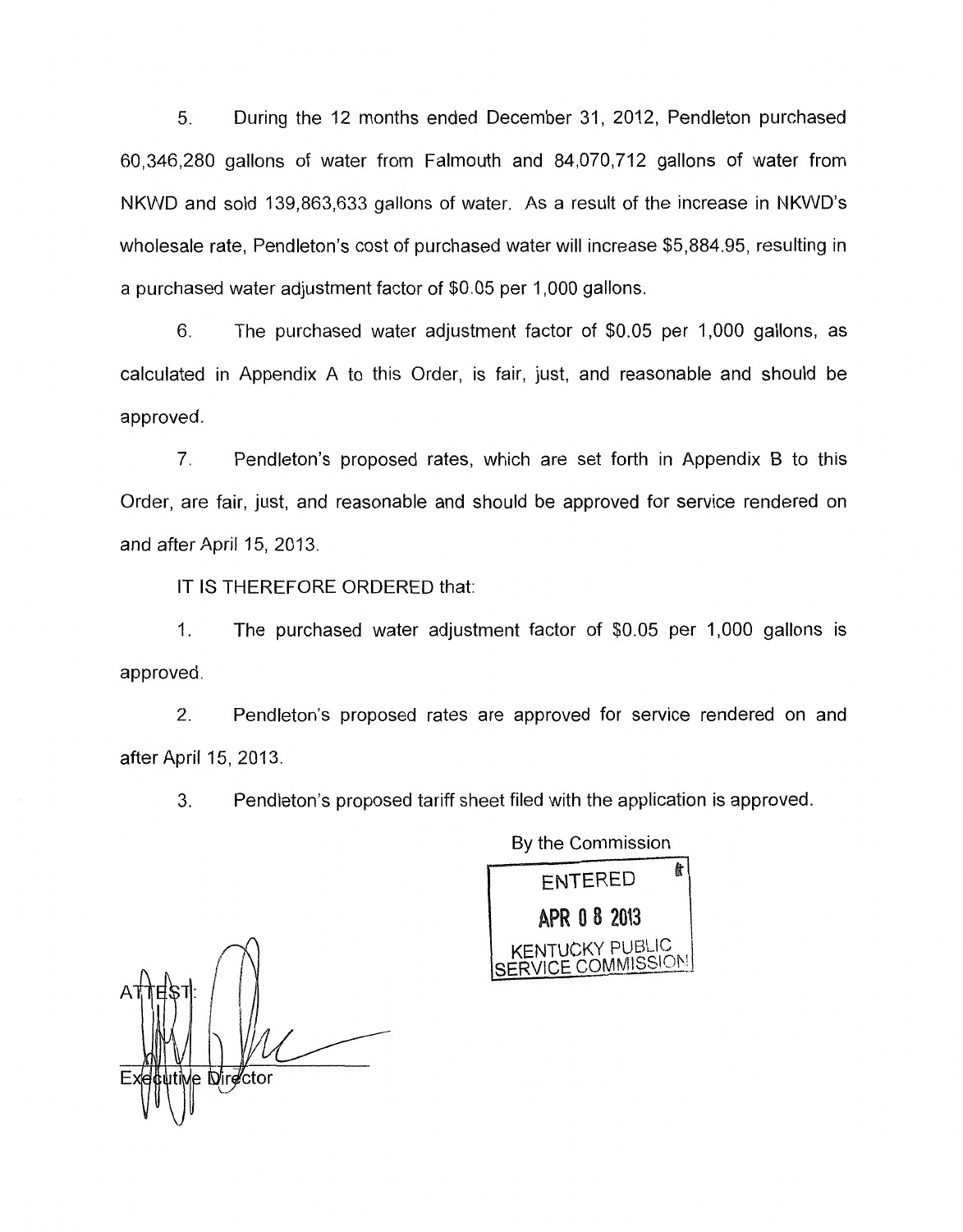5. During the 12 months ended December 31, 2012, Pendleton purchased 60,346,280 gallons of water from Falmouth and 84,070,712 gallons of water from NKWD and sold 139,863,633 gallons of water. As a result of the increase in NKWD's wholesale rate, Pendleton's cost of purchased water will increase $5,884.95, resulting in a purchased water adjustment factor of $0.05 per 1,000 gallons.

6. The purchased water adjustment factor of $0.05 per 1,000 gallons, as calculated in Appendix A to this Order, is fair, just, and reasonable and should be approved.

7. Pendleton's proposed rates, which are set forth in Appendix B to this Order, are fair, just, and reasonable and should be approved for service rendered on and after April 15, 2013.

IT IS THEREFORE ORDERED that:

1. The purchased water adjustment factor of $0.05 per 1,000 gallons is approved.

2. Pendleton's proposed rates are approved for service rendered on and after April 15, 2013.

3. Pendleton's proposed tariff sheet filed with the application is approved.

By the Commission

ENTERED
APR 08 2013
KENTUCKY PUBLIC SERVICE COMMISSION

ATTEST:

Executive Director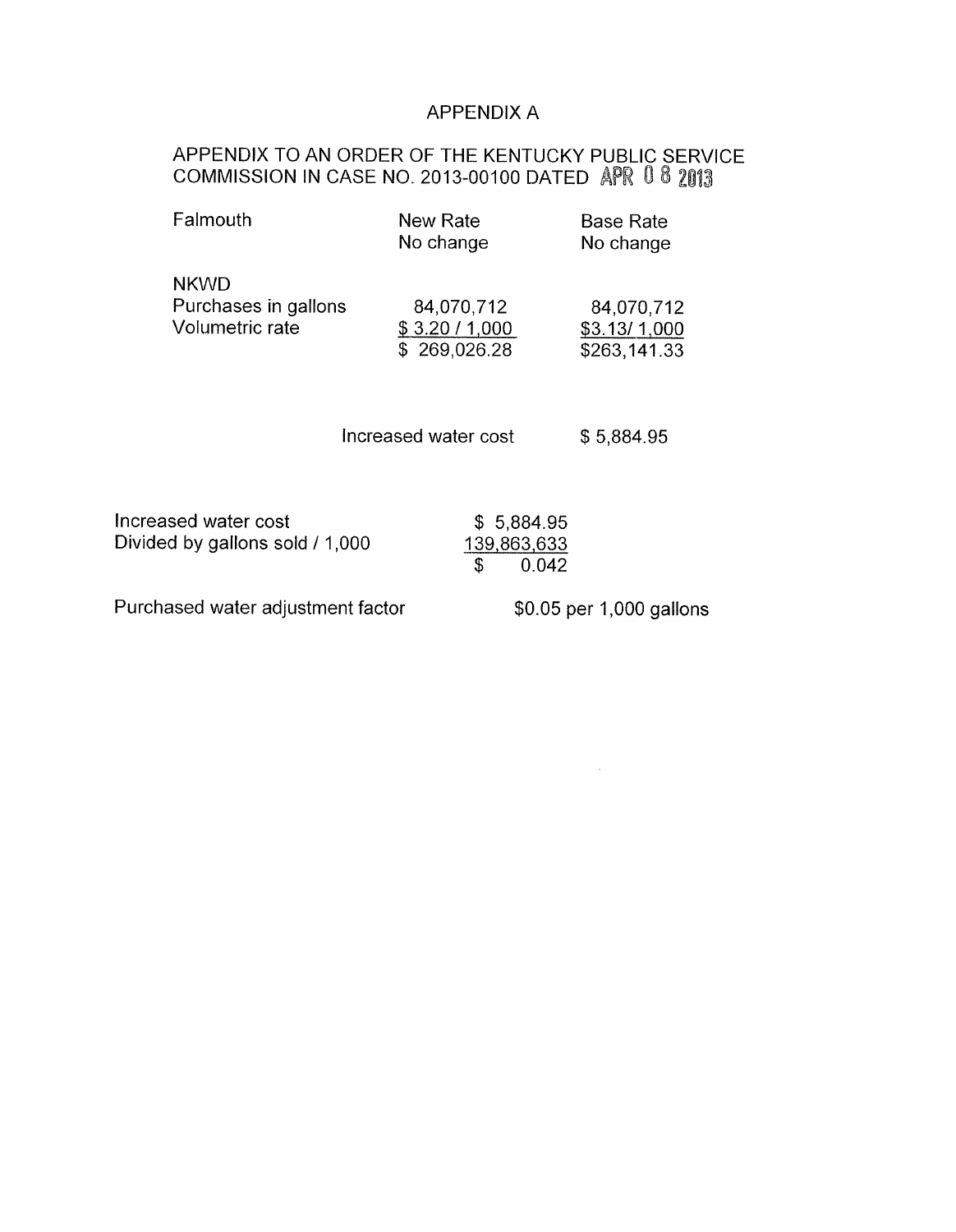# APPENDIX A

## APPENDIX TO AN ORDER OF THE KENTUCKY PUBLIC SERVICE COMMISSION IN CASE NO. 2013-00100 DATED APR 08 2013

| | New Rate | Base Rate |
|---|---|---|
| Falmouth | No change | No change |
| NKWD | | |
| Purchases in gallons | 84,070,712 | 84,070,712 |
| Volumetric rate | $ 3.20 / 1,000 | $3.13/ 1,000 |
| | $ 269,026.28 | $263,141.33 |
| | Increased water cost | $ 5,884.95 |

| | |
|---|---|
| Increased water cost | $ 5,884.95 |
| Divided by gallons sold / 1,000 | 139,863,633 |
| | $ 0.042 |
| Purchased water adjustment factor | $0.05 per 1,000 gallons |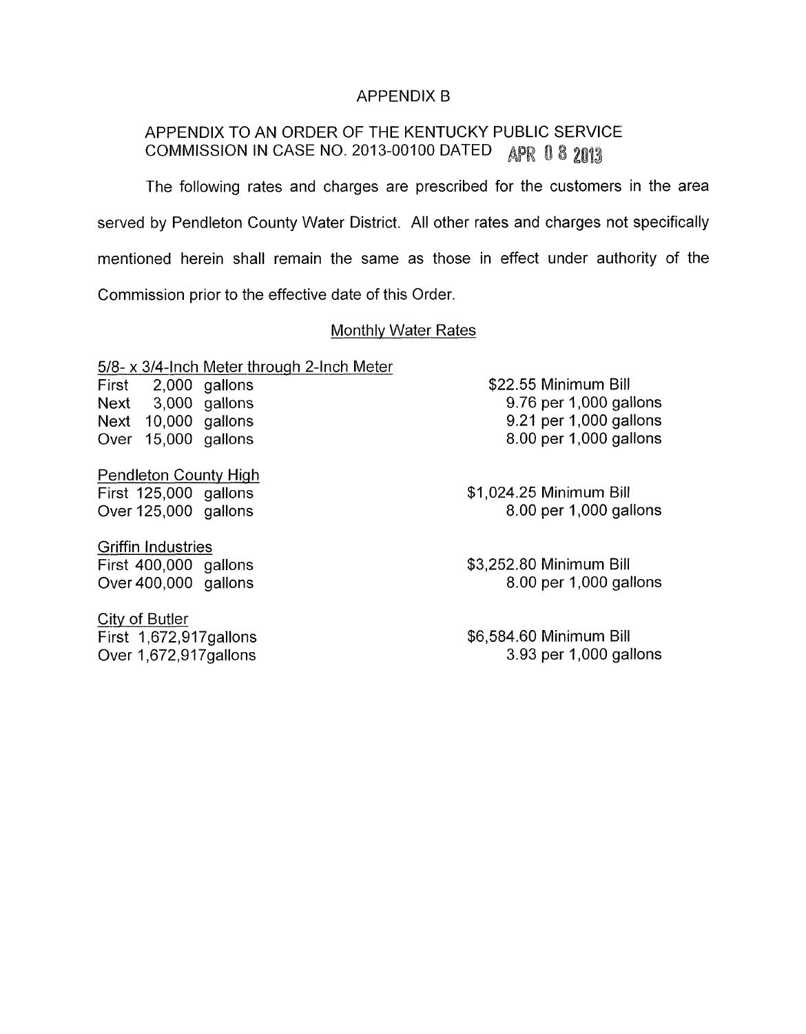# APPENDIX B

## APPENDIX TO AN ORDER OF THE KENTUCKY PUBLIC SERVICE COMMISSION IN CASE NO. 2013-00100 DATED APR 08 2013

The following rates and charges are prescribed for the customers in the area served by Pendleton County Water District. All other rates and charges not specifically mentioned herein shall remain the same as those in effect under authority of the Commission prior to the effective date of this Order.

### Monthly Water Rates

**5/8- x 3/4-Inch Meter through 2-Inch Meter**

| | | |
|---|---|---|
| First | 2,000 gallons | $22.55 Minimum Bill |
| Next | 3,000 gallons | 9.76 per 1,000 gallons |
| Next | 10,000 gallons | 9.21 per 1,000 gallons |
| Over | 15,000 gallons | 8.00 per 1,000 gallons |

**Pendleton County High**

| | | |
|---|---|---|
| First | 125,000 gallons | $1,024.25 Minimum Bill |
| Over | 125,000 gallons | 8.00 per 1,000 gallons |

**Griffin Industries**

| | | |
|---|---|---|
| First | 400,000 gallons | $3,252.80 Minimum Bill |
| Over | 400,000 gallons | 8.00 per 1,000 gallons |

**City of Butler**

| | | |
|---|---|---|
| First | 1,672,917gallons | $6,584.60 Minimum Bill |
| Over | 1,672,917gallons | 3.93 per 1,000 gallons |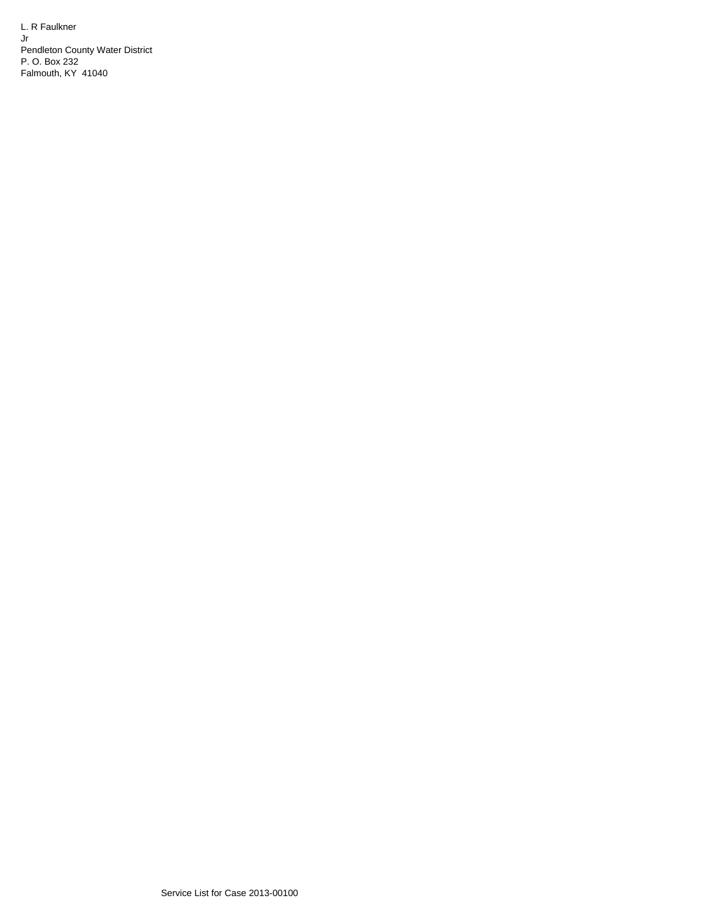L. R Faulkner
Jr
Pendleton County Water District
P. O. Box 232
Falmouth, KY  41040